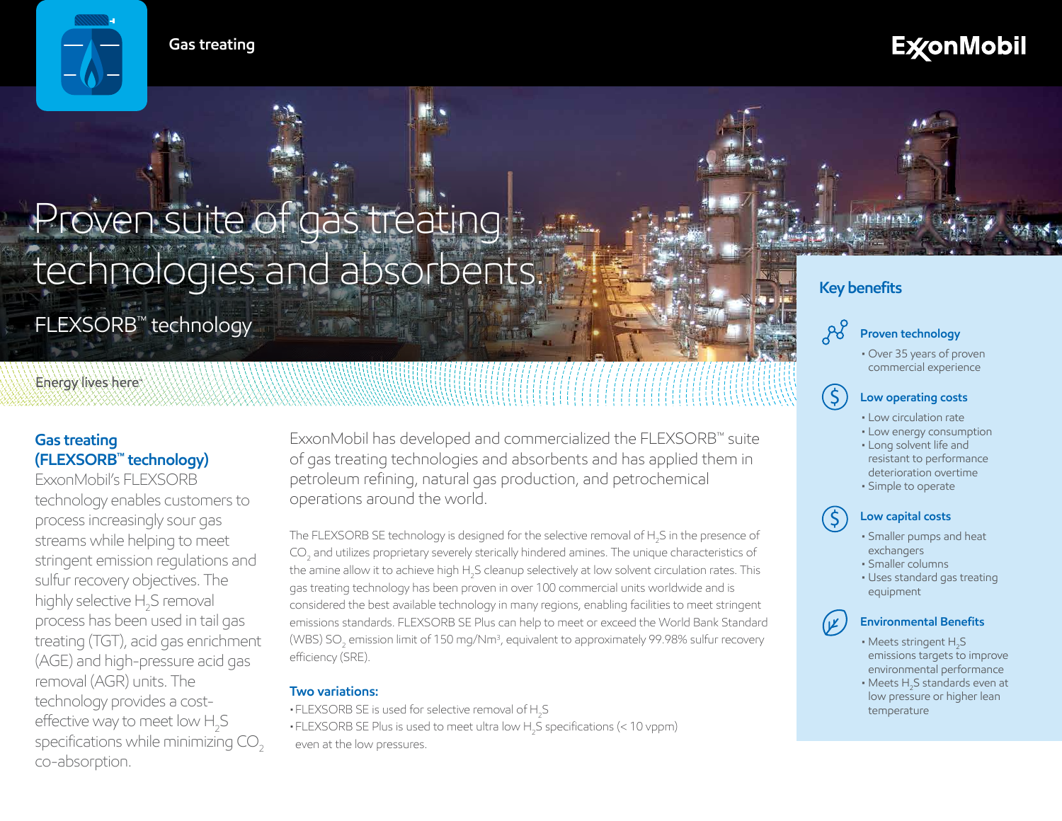Gas treating

# Proven suite of gas treating technologies and absorbents.

FLEXSORB™ technology

Energy lives here™

## Gas treating (FLEXSORB™ technology)

ExxonMobil's FLEXSORB technology enables customers to process increasingly sour gas streams while helping to meet stringent emission regulations and sulfur recovery objectives. The highly selective $H_2S$ removal process has been used in tail gas treating (TGT), acid gas enrichment (AGE) and high-pressure acid gas removal (AGR) units. The technology provides a cost-effective way to meet low $H_2S$ specifications while minimizing $CO_2$ co-absorption.

ExxonMobil has developed and commercialized the FLEXSORB™ suite of gas treating technologies and absorbents and has applied them in petroleum refining, natural gas production, and petrochemical operations around the world.

The FLEXSORB SE technology is designed for the selective removal of $H_2S$ in the presence of $CO_2$ and utilizes proprietary severely sterically hindered amines. The unique characteristics of the amine allow it to achieve high $H_2S$ cleanup selectively at low solvent circulation rates. This gas treating technology has been proven in over 100 commercial units worldwide and is considered the best available technology in many regions, enabling facilities to meet stringent emissions standards. FLEXSORB SE Plus can help to meet or exceed the World Bank Standard (WBS) $SO_2$ emission limit of 150 mg/Nm³, equivalent to approximately 99.98% sulfur recovery efficiency (SRE).

### Two variations:

- FLEXSORB SE is used for selective removal of $H_2S$
- FLEXSORB SE Plus is used to meet ultra low $H_2S$ specifications (< 10 vppm) even at the low pressures.

## Key benefits

### Proven technology

- Over 35 years of proven commercial experience

### Low operating costs

- Low circulation rate
- Low energy consumption
- Long solvent life and resistant to performance deterioration overtime
- Simple to operate

### Low capital costs

- Smaller pumps and heat exchangers
- Smaller columns
- Uses standard gas treating equipment

### Environmental Benefits

- Meets stringent $H_2S$ emissions targets to improve environmental performance
- Meets $H_2S$ standards even at low pressure or higher lean temperature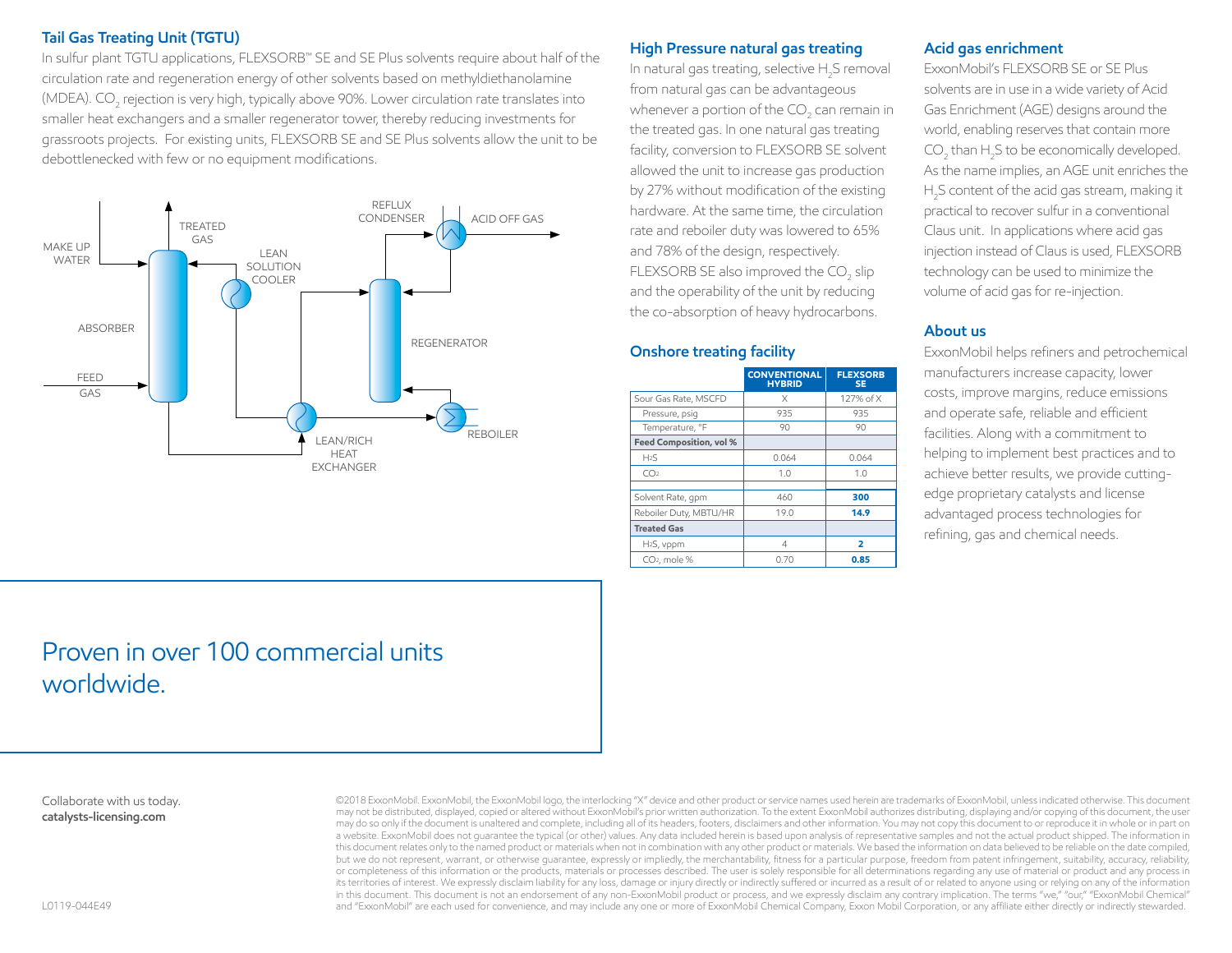## Tail Gas Treating Unit (TGTU)

In sulfur plant TGTU applications, FLEXSORB™ SE and SE Plus solvents require about half of the circulation rate and regeneration energy of other solvents based on methyldiethanolamine (MDEA). $CO_2$ rejection is very high, typically above 90%. Lower circulation rate translates into smaller heat exchangers and a smaller regenerator tower, thereby reducing investments for grassroots projects. For existing units, FLEXSORB SE and SE Plus solvents allow the unit to be debottlenecked with few or no equipment modifications.

MAKE UP WATER

TREATED GAS

ABSORBER

FEED GAS

LEAN SOLUTION COOLER

LEAN/RICH HEAT EXCHANGER

REFLUX CONDENSER

ACID OFF GAS

REGENERATOR

REBOILER

## High Pressure natural gas treating

In natural gas treating, selective $H_2S$ removal from natural gas can be advantageous whenever a portion of the $CO_2$ can remain in the treated gas. In one natural gas treating facility, conversion to FLEXSORB SE solvent allowed the unit to increase gas production by 27% without modification of the existing hardware. At the same time, the circulation rate and reboiler duty was lowered to 65% and 78% of the design, respectively. FLEXSORB SE also improved the $CO_2$ slip and the operability of the unit by reducing the co-absorption of heavy hydrocarbons.

## Onshore treating facility

| | CONVENTIONAL HYBRID | FLEXSORB SE |
|---|---|---|
| Sour Gas Rate, MSCFD | X | 127% of X |
| Pressure, psig | 935 | 935 |
| Temperature, °F | 90 | 90 |
| **Feed Composition, vol %** | | |
| $H_2S$ | 0.064 | 0.064 |
| $CO_2$ | 1.0 | 1.0 |
| | | |
| Solvent Rate, gpm | 460 | **300** |
| Reboiler Duty, MBTU/HR | 19.0 | **14.9** |
| **Treated Gas** | | |
| $H_2S$, vppm | 4 | **2** |
| $CO_2$, mole % | 0.70 | **0.85** |

## Acid gas enrichment

ExxonMobil's FLEXSORB SE or SE Plus solvents are in use in a wide variety of Acid Gas Enrichment (AGE) designs around the world, enabling reserves that contain more $CO_2$ than $H_2S$ to be economically developed. As the name implies, an AGE unit enriches the $H_2S$ content of the acid gas stream, making it practical to recover sulfur in a conventional Claus unit. In applications where acid gas injection instead of Claus is used, FLEXSORB technology can be used to minimize the volume of acid gas for re-injection.

## About us

ExxonMobil helps refiners and petrochemical manufacturers increase capacity, lower costs, improve margins, reduce emissions and operate safe, reliable and efficient facilities. Along with a commitment to helping to implement best practices and to achieve better results, we provide cutting-edge proprietary catalysts and license advantaged process technologies for refining, gas and chemical needs.

Proven in over 100 commercial units worldwide.

Collaborate with us today.
**catalysts-licensing.com**

©2018 ExxonMobil. ExxonMobil, the ExxonMobil logo, the interlocking "X" device and other product or service names used herein are trademarks of ExxonMobil, unless indicated otherwise. This document may not be distributed, displayed, copied or altered without ExxonMobil's prior written authorization. To the extent ExxonMobil authorizes distributing, displaying and/or copying of this document, the user may do so only if the document is unaltered and complete, including all of its headers, footers, disclaimers and other information. You may not copy this document to or reproduce it in whole or in part on a website. ExxonMobil does not guarantee the typical (or other) values. Any data included herein is based upon analysis of representative samples and not the actual product shipped. The information in this document relates only to the named product or materials when not in combination with any other product or materials. We based the information on data believed to be reliable on the date compiled, but we do not represent, warrant, or otherwise guarantee, expressly or impliedly, the merchantability, fitness for a particular purpose, freedom from patent infringement, suitability, accuracy, reliability, or completeness of this information or the products, materials or processes described. The user is solely responsible for all determinations regarding any use of material or product and any process in its territories of interest. We expressly disclaim liability for any loss, damage or injury directly or indirectly suffered or incurred as a result of or related to anyone using or relying on any of the information in this document. This document is not an endorsement of any non-ExxonMobil product or process, and we expressly disclaim any contrary implication. The terms "we," "our," "ExxonMobil Chemical" and "ExxonMobil" are each used for convenience, and may include any one or more of ExxonMobil Chemical Company, Exxon Mobil Corporation, or any affiliate either directly or indirectly stewarded.

L0119-044E49